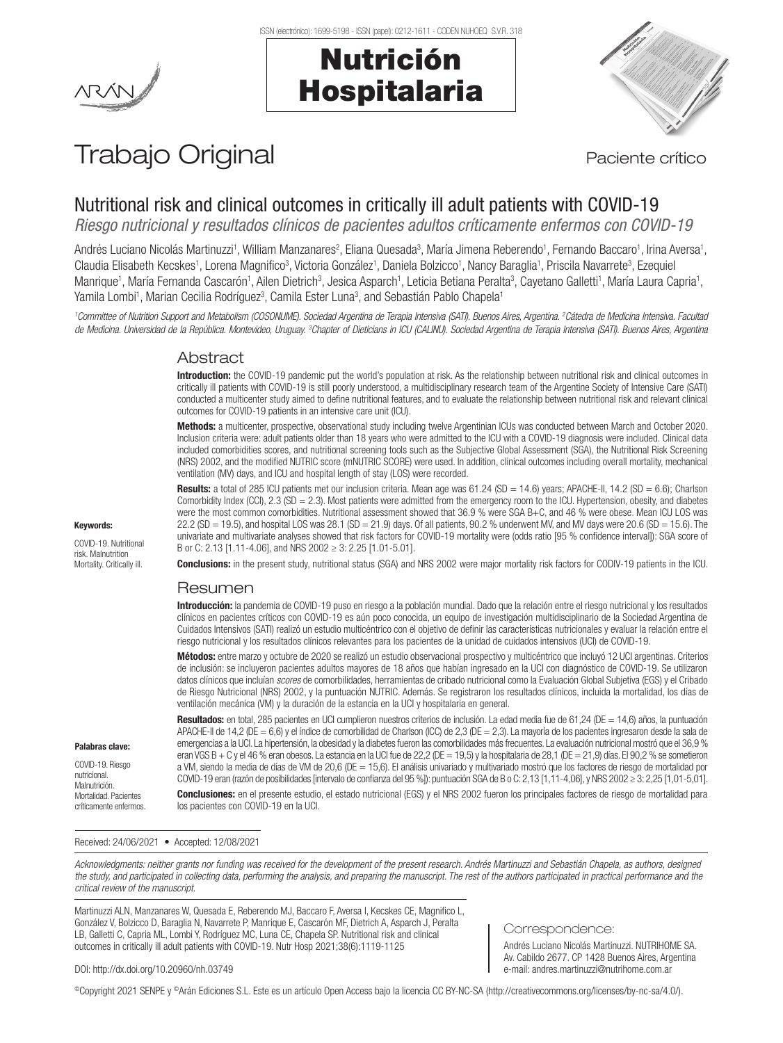# Trabajo Original

Paciente crítico

## Nutritional risk and clinical outcomes in critically ill adult patients with COVID-19

*Riesgo nutricional y resultados clínicos de pacientes adultos críticamente enfermos con COVID-19*

Andrés Luciano Nicolás Martinuzzi[1], William Manzanares[2], Eliana Quesada[3], María Jimena Reberendo[1], Fernando Baccaro[1], Irina Aversa[1], Claudia Elisabeth Kecskes[1], Lorena Magnifico[3], Victoria González[1], Daniela Bolzicco[1], Nancy Baraglia[1], Priscila Navarrete[3], Ezequiel Manrique[1], María Fernanda Cascarón[1], Ailen Dietrich[3], Jesica Asparch[1], Leticia Betiana Peralta[3], Cayetano Galletti[1], María Laura Capria[1], Yamila Lombi[1], Marian Cecilia Rodríguez[3], Camila Ester Luna[3], and Sebastián Pablo Chapela[1]

*[1]Committee of Nutrition Support and Metabolism (COSONUME). Sociedad Argentina de Terapia Intensiva (SATI). Buenos Aires, Argentina. [2]Cátedra de Medicina Intensiva. Facultad de Medicina. Universidad de la República. Montevideo, Uruguay. [3]Chapter of Dieticians in ICU (CALINU). Sociedad Argentina de Terapia Intensiva (SATI). Buenos Aires, Argentina*

## Abstract

**Introduction:** the COVID-19 pandemic put the world's population at risk. As the relationship between nutritional risk and clinical outcomes in critically ill patients with COVID-19 is still poorly understood, a multidisciplinary research team of the Argentine Society of Intensive Care (SATI) conducted a multicenter study aimed to define nutritional features, and to evaluate the relationship between nutritional risk and relevant clinical outcomes for COVID-19 patients in an intensive care unit (ICU).

**Methods:** a multicenter, prospective, observational study including twelve Argentinian ICUs was conducted between March and October 2020. Inclusion criteria were: adult patients older than 18 years who were admitted to the ICU with a COVID-19 diagnosis were included. Clinical data included comorbidities scores, and nutritional screening tools such as the Subjective Global Assessment (SGA), the Nutritional Risk Screening (NRS) 2002, and the modified NUTRIC score (mNUTRIC SCORE) were used. In addition, clinical outcomes including overall mortality, mechanical ventilation (MV) days, and ICU and hospital length of stay (LOS) were recorded.

**Results:** a total of 285 ICU patients met our inclusion criteria. Mean age was 61.24 (SD = 14.6) years; APACHE-II, 14.2 (SD = 6.6); Charlson Comorbidity Index (CCI), 2.3 (SD = 2.3). Most patients were admitted from the emergency room to the ICU. Hypertension, obesity, and diabetes were the most common comorbidities. Nutritional assessment showed that 36.9 % were SGA B+C, and 46 % were obese. Mean ICU LOS was 22.2 (SD = 19.5), and hospital LOS was 28.1 (SD = 21.9) days. Of all patients, 90.2 % underwent MV, and MV days were 20.6 (SD = 15.6). The univariate and multivariate analyses showed that risk factors for COVID-19 mortality were (odds ratio [95 % confidence interval]): SGA score of B or C: 2.13 [1.11-4.06], and NRS 2002 ≥ 3: 2.25 [1.01-5.01].

**Conclusions:** in the present study, nutritional status (SGA) and NRS 2002 were major mortality risk factors for CODIV-19 patients in the ICU.

**Keywords:**

COVID-19. Nutritional risk. Malnutrition. Mortality. Critically ill.

## Resumen

**Introducción:** la pandemia de COVID-19 puso en riesgo a la población mundial. Dado que la relación entre el riesgo nutricional y los resultados clínicos en pacientes críticos con COVID-19 es aún poco conocida, un equipo de investigación multidisciplinario de la Sociedad Argentina de Cuidados Intensivos (SATI) realizó un estudio multicéntrico con el objetivo de definir las características nutricionales y evaluar la relación entre el riesgo nutricional y los resultados clínicos relevantes para los pacientes de la unidad de cuidados intensivos (UCI) de COVID-19.

**Métodos:** entre marzo y octubre de 2020 se realizó un estudio observacional prospectivo y multicéntrico que incluyó 12 UCI argentinas. Criterios de inclusión: se incluyeron pacientes adultos mayores de 18 años que habían ingresado en la UCI con diagnóstico de COVID-19. Se utilizaron datos clínicos que incluían *scores* de comorbilidades, herramientas de cribado nutricional como la Evaluación Global Subjetiva (EGS) y el Cribado de Riesgo Nutricional (NRS) 2002, y la puntuación NUTRIC. Además. Se registraron los resultados clínicos, incluida la mortalidad, los días de ventilación mecánica (VM) y la duración de la estancia en la UCI y hospitalaria en general.

**Resultados:** en total, 285 pacientes en UCI cumplieron nuestros criterios de inclusión. La edad media fue de 61,24 (DE = 14,6) años, la puntuación APACHE-II de 14,2 (DE = 6,6) y el índice de comorbilidad de Charlson (ICC) de 2,3 (DE = 2,3). La mayoría de los pacientes ingresaron desde la sala de emergencias a la UCI. La hipertensión, la obesidad y la diabetes fueron las comorbilidades más frecuentes. La evaluación nutricional mostró que el 36,9 % eran VGS B + C y el 46 % eran obesos. La estancia en la UCI fue de 22,2 (DE = 19,5) y la hospitalaria de 28,1 (DE = 21,9) días. El 90,2 % se sometieron a VM, siendo la media de días de VM de 20,6 (DE = 15,6). El análisis univariado y multivariado mostró que los factores de riesgo de mortalidad por COVID-19 eran (razón de posibilidades [intervalo de confianza del 95 %]): puntuación SGA de B o C: 2,13 [1,11-4,06], y NRS 2002 ≥ 3: 2,25 [1,01-5,01].

**Conclusiones:** en el presente estudio, el estado nutricional (EGS) y el NRS 2002 fueron los principales factores de riesgo de mortalidad para los pacientes con COVID-19 en la UCI.

**Palabras clave:**

COVID-19. Riesgo nutricional. Malnutrición. Mortalidad. Pacientes críticamente enfermos.

Received: 24/06/2021 • Accepted: 12/08/2021

*Acknowledgments: neither grants nor funding was received for the development of the present research. Andrés Martinuzzi and Sebastián Chapela, as authors, designed the study, and participated in collecting data, performing the analysis, and preparing the manuscript. The rest of the authors participated in practical performance and the critical review of the manuscript.*

Martinuzzi ALN, Manzanares W, Quesada E, Reberendo MJ, Baccaro F, Aversa I, Kecskes CE, Magnifico L, González V, Bolzicco D, Baraglia N, Navarrete P, Manrique E, Cascarón MF, Dietrich A, Asparch J, Peralta LB, Galletti C, Capria ML, Lombi Y, Rodríguez MC, Luna CE, Chapela SP. Nutritional risk and clinical outcomes in critically ill adult patients with COVID-19. Nutr Hosp 2021;38(6):1119-1125

DOI: http://dx.doi.org/10.20960/nh.03749

Correspondence:

Andrés Luciano Nicolás Martinuzzi. NUTRIHOME SA. Av. Cabildo 2677. CP 1428 Buenos Aires, Argentina e-mail: andres.martinuzzi@nutrihome.com.ar

©Copyright 2021 SENPE y ©Arán Ediciones S.L. Este es un artículo Open Access bajo la licencia CC BY-NC-SA (http://creativecommons.org/licenses/by-nc-sa/4.0/).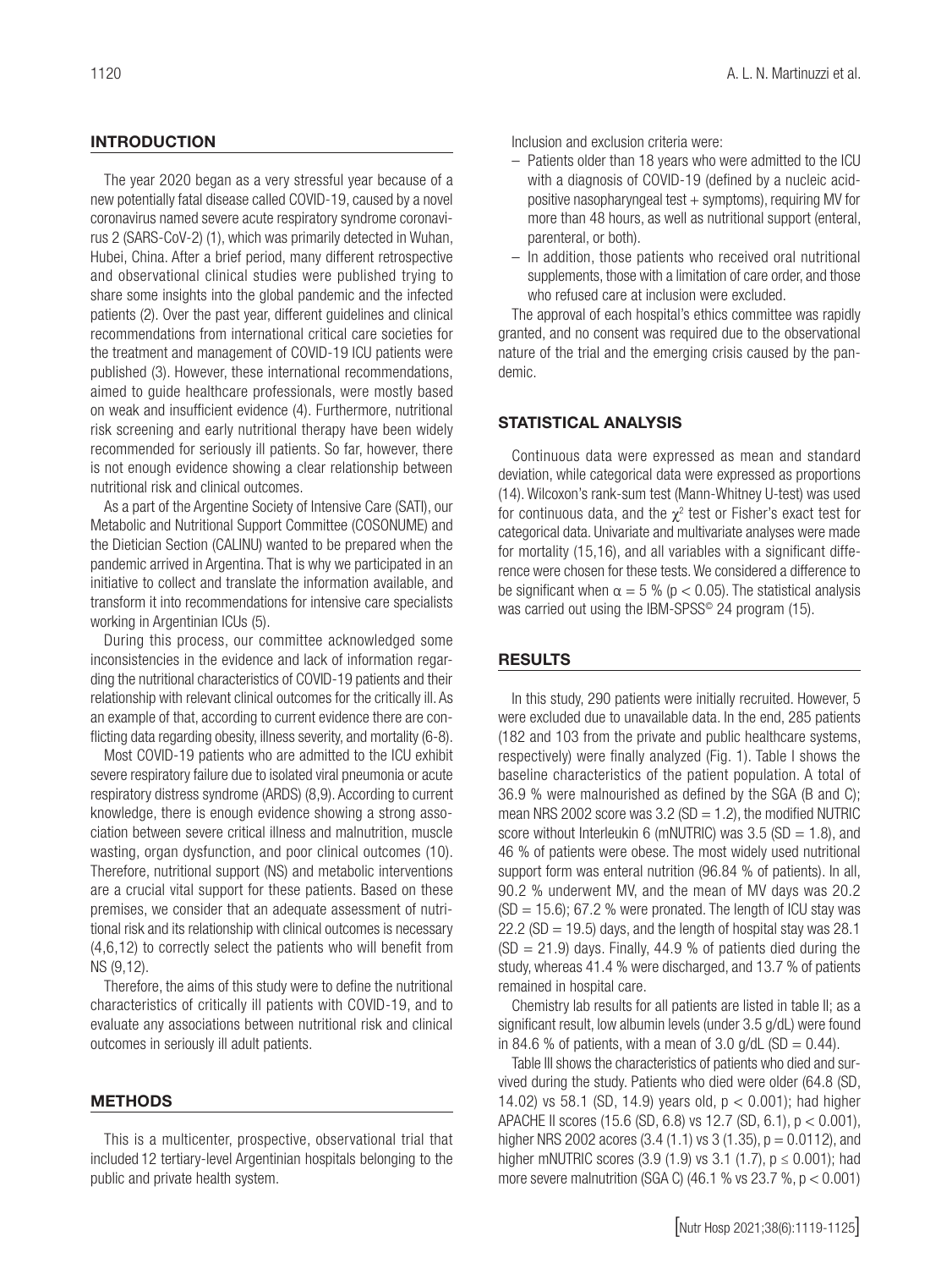## INTRODUCTION

The year 2020 began as a very stressful year because of a new potentially fatal disease called COVID-19, caused by a novel coronavirus named severe acute respiratory syndrome coronavirus 2 (SARS-CoV-2) (1), which was primarily detected in Wuhan, Hubei, China. After a brief period, many different retrospective and observational clinical studies were published trying to share some insights into the global pandemic and the infected patients (2). Over the past year, different guidelines and clinical recommendations from international critical care societies for the treatment and management of COVID-19 ICU patients were published (3). However, these international recommendations, aimed to guide healthcare professionals, were mostly based on weak and insufficient evidence (4). Furthermore, nutritional risk screening and early nutritional therapy have been widely recommended for seriously ill patients. So far, however, there is not enough evidence showing a clear relationship between nutritional risk and clinical outcomes.

As a part of the Argentine Society of Intensive Care (SATI), our Metabolic and Nutritional Support Committee (COSONUME) and the Dietician Section (CALINU) wanted to be prepared when the pandemic arrived in Argentina. That is why we participated in an initiative to collect and translate the information available, and transform it into recommendations for intensive care specialists working in Argentinian ICUs (5).

During this process, our committee acknowledged some inconsistencies in the evidence and lack of information regarding the nutritional characteristics of COVID-19 patients and their relationship with relevant clinical outcomes for the critically ill. As an example of that, according to current evidence there are conflicting data regarding obesity, illness severity, and mortality (6-8).

Most COVID-19 patients who are admitted to the ICU exhibit severe respiratory failure due to isolated viral pneumonia or acute respiratory distress syndrome (ARDS) (8,9). According to current knowledge, there is enough evidence showing a strong association between severe critical illness and malnutrition, muscle wasting, organ dysfunction, and poor clinical outcomes (10). Therefore, nutritional support (NS) and metabolic interventions are a crucial vital support for these patients. Based on these premises, we consider that an adequate assessment of nutritional risk and its relationship with clinical outcomes is necessary (4,6,12) to correctly select the patients who will benefit from NS (9,12).

Therefore, the aims of this study were to define the nutritional characteristics of critically ill patients with COVID-19, and to evaluate any associations between nutritional risk and clinical outcomes in seriously ill adult patients.

## METHODS

This is a multicenter, prospective, observational trial that included 12 tertiary-level Argentinian hospitals belonging to the public and private health system.

Inclusion and exclusion criteria were:

- Patients older than 18 years who were admitted to the ICU with a diagnosis of COVID-19 (defined by a nucleic acid-positive nasopharyngeal test + symptoms), requiring MV for more than 48 hours, as well as nutritional support (enteral, parenteral, or both).
- In addition, those patients who received oral nutritional supplements, those with a limitation of care order, and those who refused care at inclusion were excluded.

The approval of each hospital's ethics committee was rapidly granted, and no consent was required due to the observational nature of the trial and the emerging crisis caused by the pandemic.

## STATISTICAL ANALYSIS

Continuous data were expressed as mean and standard deviation, while categorical data were expressed as proportions (14). Wilcoxon's rank-sum test (Mann-Whitney U-test) was used for continuous data, and the $\chi^2$ test or Fisher's exact test for categorical data. Univariate and multivariate analyses were made for mortality (15,16), and all variables with a significant difference were chosen for these tests. We considered a difference to be significant when $\alpha = 5$ % ($p < 0.05$). The statistical analysis was carried out using the IBM-SPSS© 24 program (15).

## RESULTS

In this study, 290 patients were initially recruited. However, 5 were excluded due to unavailable data. In the end, 285 patients (182 and 103 from the private and public healthcare systems, respectively) were finally analyzed (Fig. 1). Table I shows the baseline characteristics of the patient population. A total of 36.9 % were malnourished as defined by the SGA (B and C); mean NRS 2002 score was 3.2 (SD = 1.2), the modified NUTRIC score without Interleukin 6 (mNUTRIC) was 3.5 (SD = 1.8), and 46 % of patients were obese. The most widely used nutritional support form was enteral nutrition (96.84 % of patients). In all, 90.2 % underwent MV, and the mean of MV days was 20.2 (SD = 15.6); 67.2 % were pronated. The length of ICU stay was 22.2 (SD = 19.5) days, and the length of hospital stay was 28.1 (SD = 21.9) days. Finally, 44.9 % of patients died during the study, whereas 41.4 % were discharged, and 13.7 % of patients remained in hospital care.

Chemistry lab results for all patients are listed in table II; as a significant result, low albumin levels (under 3.5 g/dL) were found in 84.6 % of patients, with a mean of 3.0 g/dL (SD = 0.44).

Table III shows the characteristics of patients who died and survived during the study. Patients who died were older (64.8 (SD, 14.02) vs 58.1 (SD, 14.9) years old, $p < 0.001$); had higher APACHE II scores (15.6 (SD, 6.8) vs 12.7 (SD, 6.1), $p < 0.001$), higher NRS 2002 acores (3.4 (1.1) vs 3 (1.35), $p = 0.0112$), and higher mNUTRIC scores (3.9 (1.9) vs 3.1 (1.7), $p \leq 0.001$); had more severe malnutrition (SGA C) (46.1 % vs 23.7 %, $p < 0.001$)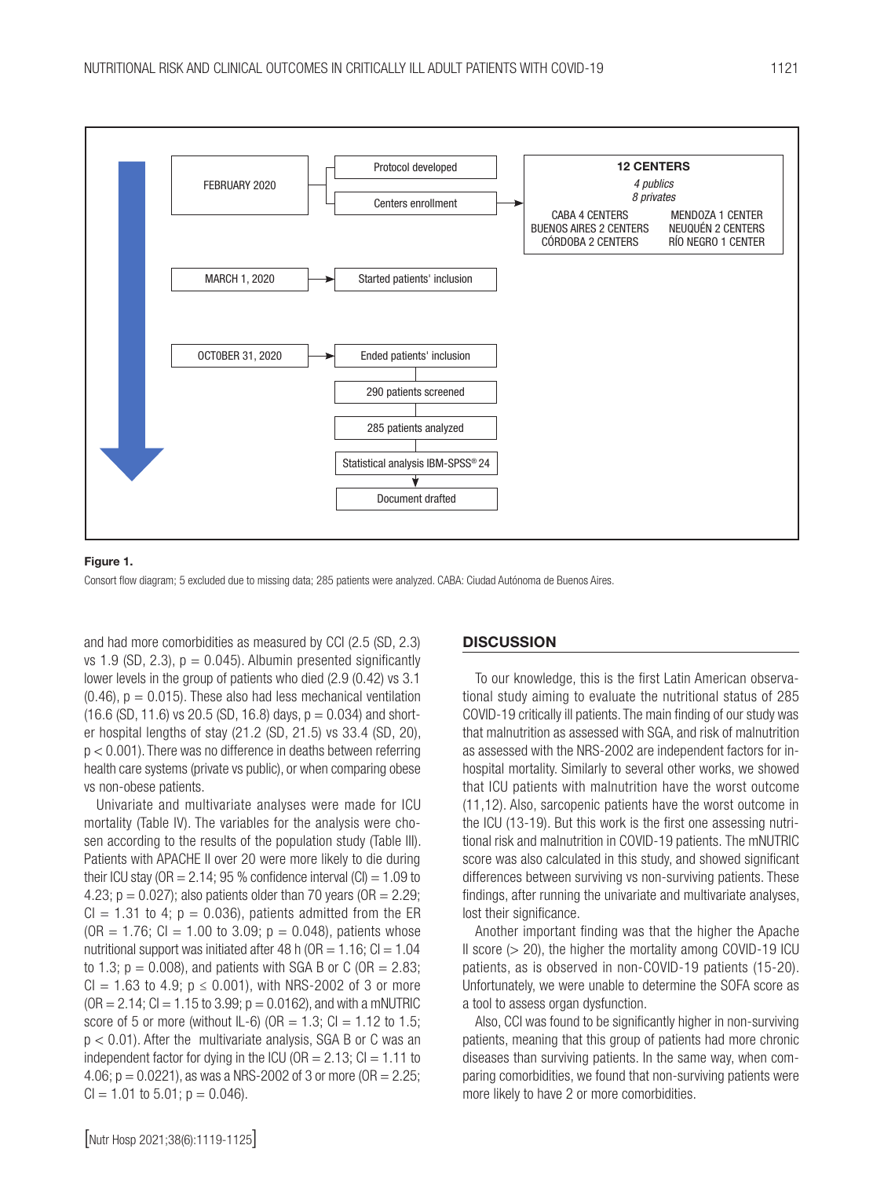FEBRUARY 2020 → Protocol developed; Centers enrollment → **12 CENTERS** (*4 publics*, *8 privates*): CABA 4 CENTERS, BUENOS AIRES 2 CENTERS, CÓRDOBA 2 CENTERS, MENDOZA 1 CENTER, NEUQUÉN 2 CENTERS, RÍO NEGRO 1 CENTER

MARCH 1, 2020 → Started patients' inclusion

OCTOBER 31, 2020 → Ended patients' inclusion → 290 patients screened → 285 patients analyzed → Statistical analysis IBM-SPSS® 24 → Document drafted

**Figure 1.**

Consort flow diagram; 5 excluded due to missing data; 285 patients were analyzed. CABA: Ciudad Autónoma de Buenos Aires.

and had more comorbidities as measured by CCI (2.5 (SD, 2.3) vs 1.9 (SD, 2.3), $p = 0.045$). Albumin presented significantly lower levels in the group of patients who died (2.9 (0.42) vs 3.1 (0.46), $p = 0.015$). These also had less mechanical ventilation (16.6 (SD, 11.6) vs 20.5 (SD, 16.8) days, $p = 0.034$) and shorter hospital lengths of stay (21.2 (SD, 21.5) vs 33.4 (SD, 20), $p < 0.001$). There was no difference in deaths between referring health care systems (private vs public), or when comparing obese vs non-obese patients.

Univariate and multivariate analyses were made for ICU mortality (Table IV). The variables for the analysis were chosen according to the results of the population study (Table III). Patients with APACHE II over 20 were more likely to die during their ICU stay (OR = 2.14; 95 % confidence interval (CI) = 1.09 to 4.23; $p = 0.027$); also patients older than 70 years (OR = 2.29; CI = 1.31 to 4; $p = 0.036$), patients admitted from the ER (OR = 1.76; CI = 1.00 to 3.09; $p = 0.048$), patients whose nutritional support was initiated after 48 h (OR = 1.16; CI = 1.04 to 1.3; $p = 0.008$), and patients with SGA B or C (OR = 2.83; CI = 1.63 to 4.9; $p \leq 0.001$), with NRS-2002 of 3 or more (OR = 2.14; CI = 1.15 to 3.99; $p = 0.0162$), and with a mNUTRIC score of 5 or more (without IL-6) (OR = 1.3; CI = 1.12 to 1.5; $p < 0.01$). After the multivariate analysis, SGA B or C was an independent factor for dying in the ICU (OR = 2.13; CI = 1.11 to 4.06; $p = 0.0221$), as was a NRS-2002 of 3 or more (OR = 2.25; CI = 1.01 to 5.01; $p = 0.046$).

## DISCUSSION

To our knowledge, this is the first Latin American observational study aiming to evaluate the nutritional status of 285 COVID-19 critically ill patients. The main finding of our study was that malnutrition as assessed with SGA, and risk of malnutrition as assessed with the NRS-2002 are independent factors for in-hospital mortality. Similarly to several other works, we showed that ICU patients with malnutrition have the worst outcome (11,12). Also, sarcopenic patients have the worst outcome in the ICU (13-19). But this work is the first one assessing nutritional risk and malnutrition in COVID-19 patients. The mNUTRIC score was also calculated in this study, and showed significant differences between surviving vs non-surviving patients. These findings, after running the univariate and multivariate analyses, lost their significance.

Another important finding was that the higher the Apache II score (> 20), the higher the mortality among COVID-19 ICU patients, as is observed in non-COVID-19 patients (15-20). Unfortunately, we were unable to determine the SOFA score as a tool to assess organ dysfunction.

Also, CCI was found to be significantly higher in non-surviving patients, meaning that this group of patients had more chronic diseases than surviving patients. In the same way, when comparing comorbidities, we found that non-surviving patients were more likely to have 2 or more comorbidities.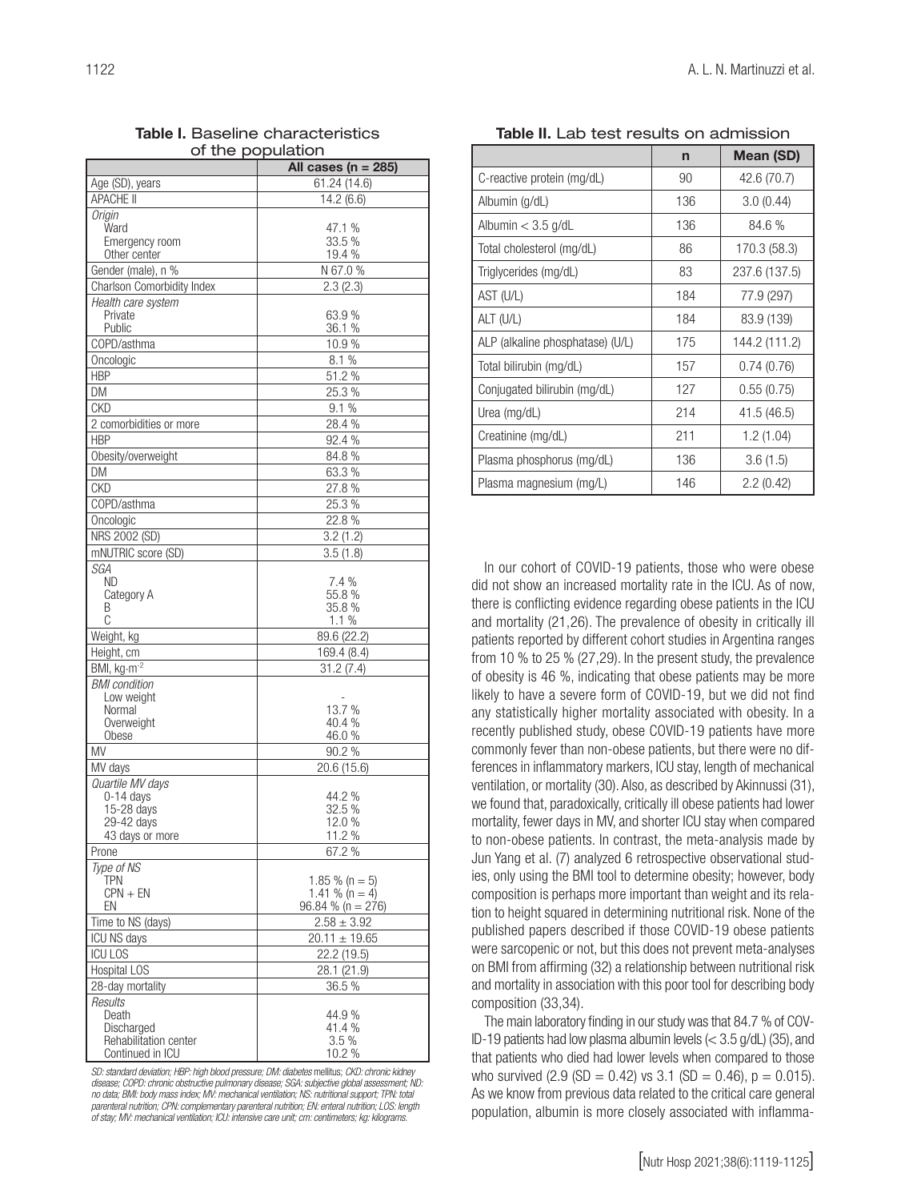**Table I.** Baseline characteristics of the population

| | All cases (n = 285) |
|---|---|
| Age (SD), years | 61.24 (14.6) |
| APACHE II | 14.2 (6.6) |
| *Origin* | |
| Ward | 47.1 % |
| Emergency room | 33.5 % |
| Other center | 19.4 % |
| Gender (male), n % | N 67.0 % |
| Charlson Comorbidity Index | 2.3 (2.3) |
| *Health care system* | |
| Private | 63.9 % |
| Public | 36.1 % |
| COPD/asthma | 10.9 % |
| Oncologic | 8.1 % |
| HBP | 51.2 % |
| DM | 25.3 % |
| CKD | 9.1 % |
| 2 comorbidities or more | 28.4 % |
| HBP | 92.4 % |
| Obesity/overweight | 84.8 % |
| DM | 63.3 % |
| CKD | 27.8 % |
| COPD/asthma | 25.3 % |
| Oncologic | 22.8 % |
| NRS 2002 (SD) | 3.2 (1.2) |
| mNUTRIC score (SD) | 3.5 (1.8) |
| *SGA* | |
| ND | 7.4 % |
| Category A | 55.8 % |
| B | 35.8 % |
| C | 1.1 % |
| Weight, kg | 89.6 (22.2) |
| Height, cm | 169.4 (8.4) |
| BMI, kg·m$^{-2}$ | 31.2 (7.4) |
| *BMI condition* | |
| Low weight | - |
| Normal | 13.7 % |
| Overweight | 40.4 % |
| Obese | 46.0 % |
| MV | 90.2 % |
| MV days | 20.6 (15.6) |
| *Quartile MV days* | |
| 0-14 days | 44.2 % |
| 15-28 days | 32.5 % |
| 29-42 days | 12.0 % |
| 43 days or more | 11.2 % |
| Prone | 67.2 % |
| *Type of NS* | |
| TPN | 1.85 % (n = 5) |
| CPN + EN | 1.41 % (n = 4) |
| EN | 96.84 % (n = 276) |
| Time to NS (days) | 2.58 ± 3.92 |
| ICU NS days | 20.11 ± 19.65 |
| ICU LOS | 22.2 (19.5) |
| Hospital LOS | 28.1 (21.9) |
| 28-day mortality | 36.5 % |
| *Results* | |
| Death | 44.9 % |
| Discharged | 41.4 % |
| Rehabilitation center | 3.5 % |
| Continued in ICU | 10.2 % |

*SD: standard deviation; HBP: high blood pressure; DM: diabetes mellitus; CKD: chronic kidney disease; COPD: chronic obstructive pulmonary disease; SGA: subjective global assessment; ND: no data; BMI: body mass index; MV: mechanical ventilation; NS: nutritional support; TPN: total parenteral nutrition; CPN: complementary parenteral nutrition; EN: enteral nutrition; LOS: length of stay; MV: mechanical ventilation; ICU: intensive care unit; cm: centimeters; kg: kilograms.*

**Table II.** Lab test results on admission

| | n | Mean (SD) |
|---|---|---|
| C-reactive protein (mg/dL) | 90 | 42.6 (70.7) |
| Albumin (g/dL) | 136 | 3.0 (0.44) |
| Albumin < 3.5 g/dL | 136 | 84.6 % |
| Total cholesterol (mg/dL) | 86 | 170.3 (58.3) |
| Triglycerides (mg/dL) | 83 | 237.6 (137.5) |
| AST (U/L) | 184 | 77.9 (297) |
| ALT (U/L) | 184 | 83.9 (139) |
| ALP (alkaline phosphatase) (U/L) | 175 | 144.2 (111.2) |
| Total bilirubin (mg/dL) | 157 | 0.74 (0.76) |
| Conjugated bilirubin (mg/dL) | 127 | 0.55 (0.75) |
| Urea (mg/dL) | 214 | 41.5 (46.5) |
| Creatinine (mg/dL) | 211 | 1.2 (1.04) |
| Plasma phosphorus (mg/dL) | 136 | 3.6 (1.5) |
| Plasma magnesium (mg/L) | 146 | 2.2 (0.42) |

In our cohort of COVID-19 patients, those who were obese did not show an increased mortality rate in the ICU. As of now, there is conflicting evidence regarding obese patients in the ICU and mortality (21,26). The prevalence of obesity in critically ill patients reported by different cohort studies in Argentina ranges from 10 % to 25 % (27,29). In the present study, the prevalence of obesity is 46 %, indicating that obese patients may be more likely to have a severe form of COVID-19, but we did not find any statistically higher mortality associated with obesity. In a recently published study, obese COVID-19 patients have more commonly fever than non-obese patients, but there were no differences in inflammatory markers, ICU stay, length of mechanical ventilation, or mortality (30). Also, as described by Akinnussi (31), we found that, paradoxically, critically ill obese patients had lower mortality, fewer days in MV, and shorter ICU stay when compared to non-obese patients. In contrast, the meta-analysis made by Jun Yang et al. (7) analyzed 6 retrospective observational studies, only using the BMI tool to determine obesity; however, body composition is perhaps more important than weight and its relation to height squared in determining nutritional risk. None of the published papers described if those COVID-19 obese patients were sarcopenic or not, but this does not prevent meta-analyses on BMI from affirming (32) a relationship between nutritional risk and mortality in association with this poor tool for describing body composition (33,34).

The main laboratory finding in our study was that 84.7 % of COVID-19 patients had low plasma albumin levels (< 3.5 g/dL) (35), and that patients who died had lower levels when compared to those who survived (2.9 (SD = 0.42) vs 3.1 (SD = 0.46), $p = 0.015$). As we know from previous data related to the critical care general population, albumin is more closely associated with inflamma-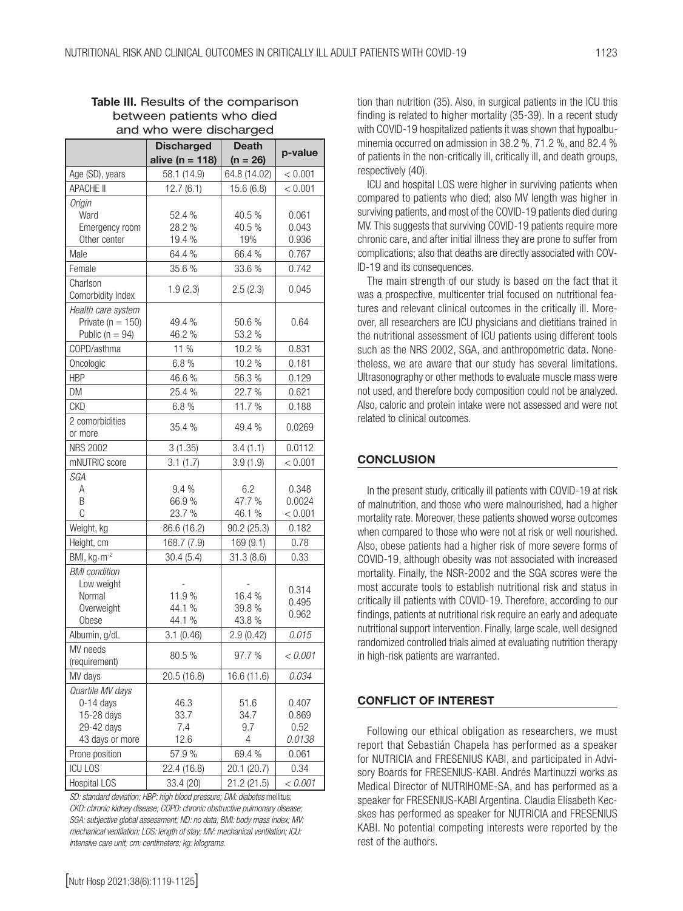**Table III.** Results of the comparison between patients who died and who were discharged

| | Discharged alive (n = 118) | Death (n = 26) | p-value |
|---|---|---|---|
| Age (SD), years | 58.1 (14.9) | 64.8 (14.02) | < 0.001 |
| APACHE II | 12.7 (6.1) | 15.6 (6.8) | < 0.001 |
| *Origin* | | | |
| Ward | 52.4 % | 40.5 % | 0.061 |
| Emergency room | 28.2 % | 40.5 % | 0.043 |
| Other center | 19.4 % | 19% | 0.936 |
| Male | 64.4 % | 66.4 % | 0.767 |
| Female | 35.6 % | 33.6 % | 0.742 |
| Charlson Comorbidity Index | 1.9 (2.3) | 2.5 (2.3) | 0.045 |
| *Health care system* | | | |
| Private (n = 150) | 49.4 % | 50.6 % | 0.64 |
| Public (n = 94) | 46.2 % | 53.2 % | |
| COPD/asthma | 11 % | 10.2 % | 0.831 |
| Oncologic | 6.8 % | 10.2 % | 0.181 |
| HBP | 46.6 % | 56.3 % | 0.129 |
| DM | 25.4 % | 22.7 % | 0.621 |
| CKD | 6.8 % | 11.7 % | 0.188 |
| 2 comorbidities or more | 35.4 % | 49.4 % | 0.0269 |
| NRS 2002 | 3 (1.35) | 3.4 (1.1) | 0.0112 |
| mNUTRIC score | 3.1 (1.7) | 3.9 (1.9) | < 0.001 |
| *SGA* | | | |
| A | 9.4 % | 6.2 | 0.348 |
| B | 66.9 % | 47.7 % | 0.0024 |
| C | 23.7 % | 46.1 % | < 0.001 |
| Weight, kg | 86.6 (16.2) | 90.2 (25.3) | 0.182 |
| Height, cm | 168.7 (7.9) | 169 (9.1) | 0.78 |
| BMI, kg·m$^{-2}$ | 30.4 (5.4) | 31.3 (8.6) | 0.33 |
| *BMI condition* | | | |
| Low weight | - | - | 0.314 |
| Normal | 11.9 % | 16.4 % | 0.495 |
| Overweight | 44.1 % | 39.8 % | 0.962 |
| Obese | 44.1 % | 43.8 % | |
| Albumin, g/dL | 3.1 (0.46) | 2.9 (0.42) | *0.015* |
| MV needs (requirement) | 80.5 % | 97.7 % | *< 0.001* |
| MV days | 20.5 (16.8) | 16.6 (11.6) | *0.034* |
| *Quartile MV days* | | | |
| 0-14 days | 46.3 | 51.6 | 0.407 |
| 15-28 days | 33.7 | 34.7 | 0.869 |
| 29-42 days | 7.4 | 9.7 | 0.52 |
| 43 days or more | 12.6 | 4 | *0.0138* |
| Prone position | 57.9 % | 69.4 % | 0.061 |
| ICU LOS | 22.4 (16.8) | 20.1 (20.7) | 0.34 |
| Hospital LOS | 33.4 (20) | 21.2 (21.5) | *< 0.001* |

*SD: standard deviation; HBP: high blood pressure; DM: diabetes mellitus; CKD: chronic kidney disease; COPD: chronic obstructive pulmonary disease; SGA: subjective global assessment; ND: no data; BMI: body mass index; MV: mechanical ventilation; LOS: length of stay; MV: mechanical ventilation; ICU: intensive care unit; cm: centimeters; kg: kilograms.*

tion than nutrition (35). Also, in surgical patients in the ICU this finding is related to higher mortality (35-39). In a recent study with COVID-19 hospitalized patients it was shown that hypoalbuminemia occurred on admission in 38.2 %, 71.2 %, and 82.4 % of patients in the non-critically ill, critically ill, and death groups, respectively (40).

ICU and hospital LOS were higher in surviving patients when compared to patients who died; also MV length was higher in surviving patients, and most of the COVID-19 patients died during MV. This suggests that surviving COVID-19 patients require more chronic care, and after initial illness they are prone to suffer from complications; also that deaths are directly associated with COVID-19 and its consequences.

The main strength of our study is based on the fact that it was a prospective, multicenter trial focused on nutritional features and relevant clinical outcomes in the critically ill. Moreover, all researchers are ICU physicians and dietitians trained in the nutritional assessment of ICU patients using different tools such as the NRS 2002, SGA, and anthropometric data. Nonetheless, we are aware that our study has several limitations. Ultrasonography or other methods to evaluate muscle mass were not used, and therefore body composition could not be analyzed. Also, caloric and protein intake were not assessed and were not related to clinical outcomes.

## CONCLUSION

In the present study, critically ill patients with COVID-19 at risk of malnutrition, and those who were malnourished, had a higher mortality rate. Moreover, these patients showed worse outcomes when compared to those who were not at risk or well nourished. Also, obese patients had a higher risk of more severe forms of COVID-19, although obesity was not associated with increased mortality. Finally, the NSR-2002 and the SGA scores were the most accurate tools to establish nutritional risk and status in critically ill patients with COVID-19. Therefore, according to our findings, patients at nutritional risk require an early and adequate nutritional support intervention. Finally, large scale, well designed randomized controlled trials aimed at evaluating nutrition therapy in high-risk patients are warranted.

## CONFLICT OF INTEREST

Following our ethical obligation as researchers, we must report that Sebastián Chapela has performed as a speaker for NUTRICIA and FRESENIUS KABI, and participated in Advisory Boards for FRESENIUS-KABI. Andrés Martinuzzi works as Medical Director of NUTRIHOME-SA, and has performed as a speaker for FRESENIUS-KABI Argentina. Claudia Elisabeth Kecskes has performed as speaker for NUTRICIA and FRESENIUS KABI. No potential competing interests were reported by the rest of the authors.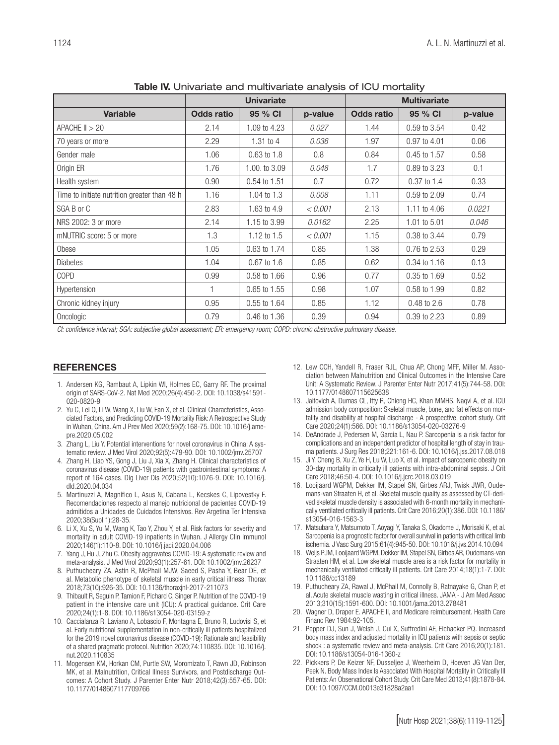**Table IV.** Univariate and multivariate analysis of ICU mortality

| | Univariate | | | Multivariate | | |
|---|---|---|---|---|---|---|
| **Variable** | **Odds ratio** | **95 % CI** | **p-value** | **Odds ratio** | **95 % CI** | **p-value** |
| APACHE II > 20 | 2.14 | 1.09 to 4.23 | *0.027* | 1.44 | 0.59 to 3.54 | 0.42 |
| 70 years or more | 2.29 | 1.31 to 4 | *0.036* | 1.97 | 0.97 to 4.01 | 0.06 |
| Gender male | 1.06 | 0.63 to 1.8 | 0.8 | 0.84 | 0.45 to 1.57 | 0.58 |
| Origin ER | 1.76 | 1.00. to 3.09 | *0.048* | 1.7 | 0.89 to 3.23 | 0.1 |
| Health system | 0.90 | 0.54 to 1.51 | 0.7 | 0.72 | 0.37 to 1.4 | 0.33 |
| Time to initiate nutrition greater than 48 h | 1.16 | 1.04 to 1.3 | *0.008* | 1.11 | 0.59 to 2.09 | 0.74 |
| SGA B or C | 2.83 | 1.63 to 4.9 | *< 0.001* | 2.13 | 1.11 to 4.06 | *0.0221* |
| NRS 2002: 3 or more | 2.14 | 1.15 to 3.99 | *0.0162* | 2.25 | 1.01 to 5.01 | *0.046* |
| mNUTRIC score: 5 or more | 1.3 | 1.12 to 1.5 | *< 0.001* | 1.15 | 0.38 to 3.44 | 0.79 |
| Obese | 1.05 | 0.63 to 1.74 | 0.85 | 1.38 | 0.76 to 2.53 | 0.29 |
| Diabetes | 1.04 | 0.67 to 1.6 | 0.85 | 0.62 | 0.34 to 1.16 | 0.13 |
| COPD | 0.99 | 0.58 to 1.66 | 0.96 | 0.77 | 0.35 to 1.69 | 0.52 |
| Hypertension | 1 | 0.65 to 1.55 | 0.98 | 1.07 | 0.58 to 1.99 | 0.82 |
| Chronic kidney injury | 0.95 | 0.55 to 1.64 | 0.85 | 1.12 | 0.48 to 2.6 | 0.78 |
| Oncologic | 0.79 | 0.46 to 1.36 | 0.39 | 0.94 | 0.39 to 2.23 | 0.89 |

*CI: confidence interval; SGA: subjective global assessment; ER: emergency room; COPD: chronic obstructive pulmonary disease.*

## REFERENCES

1. Andersen KG, Rambaut A, Lipkin WI, Holmes EC, Garry RF. The proximal origin of SARS-CoV-2. Nat Med 2020;26(4):450-2. DOI: 10.1038/s41591-020-0820-9
2. Yu C, Lei Q, Li W, Wang X, Liu W, Fan X, et al. Clinical Characteristics, Associated Factors, and Predicting COVID-19 Mortality Risk: A Retrospective Study in Wuhan, China. Am J Prev Med 2020;59(2):168-75. DOI: 10.1016/j.amepre.2020.05.002
3. Zhang L, Liu Y. Potential interventions for novel coronavirus in China: A systematic review. J Med Virol 2020;92(5):479-90. DOI: 10.1002/jmv.25707
4. Zhang H, Liao YS, Gong J, Liu J, Xia X, Zhang H. Clinical characteristics of coronavirus disease (COVID-19) patients with gastrointestinal symptoms: A report of 164 cases. Dig Liver Dis 2020;52(10):1076-9. DOI: 10.1016/j.dld.2020.04.034
5. Martinuzzi A, Magnifico L, Asus N, Cabana L, Kecskes C, Lipovestky F. Recomendaciones respecto al manejo nutricional de pacientes COVID-19 admitidos a Unidades de Cuidados Intensivos. Rev Argetina Ter Intensiva 2020;38(Supl 1):28-35.
6. Li X, Xu S, Yu M, Wang K, Tao Y, Zhou Y, et al. Risk factors for severity and mortality in adult COVID-19 inpatients in Wuhan. J Allergy Clin Immunol 2020;146(1):110-8. DOI: 10.1016/j.jaci.2020.04.006
7. Yang J, Hu J, Zhu C. Obesity aggravates COVID-19: A systematic review and meta-analysis. J Med Virol 2020;93(1):257-61. DOI: 10.1002/jmv.26237
8. Puthucheary ZA, Astin R, McPhail MJW, Saeed S, Pasha Y, Bear DE, et al. Metabolic phenotype of skeletal muscle in early critical illness. Thorax 2018;73(10):926-35. DOI: 10.1136/thoraxjnl-2017-211073
9. Thibault R, Seguin P, Tamion F, Pichard C, Singer P. Nutrition of the COVID-19 patient in the intensive care unit (ICU): A practical guidance. Crit Care 2020;24(1):1-8. DOI: 10.1186/s13054-020-03159-z
10. Caccialanza R, Laviano A, Lobascio F, Montagna E, Bruno R, Ludovisi S, et al. Early nutritional supplementation in non-critically ill patients hospitalized for the 2019 novel coronavirus disease (COVID-19): Rationale and feasibility of a shared pragmatic protocol. Nutrition 2020;74:110835. DOI: 10.1016/j.nut.2020.110835
11. Mogensen KM, Horkan CM, Purtle SW, Moromizato T, Rawn JD, Robinson MK, et al. Malnutrition, Critical Illness Survivors, and Postdischarge Outcomes: A Cohort Study. J Parenter Enter Nutr 2018;42(3):557-65. DOI: 10.1177/0148607117709766
12. Lew CCH, Yandell R, Fraser RJL, Chua AP, Chong MFF, Miller M. Association between Malnutrition and Clinical Outcomes in the Intensive Care Unit: A Systematic Review. J Parenter Enter Nutr 2017;41(5):744-58. DOI: 10.1177/0148607115625638
13. Jaitovich A, Dumas CL, Itty R, Chieng HC, Khan MMHS, Naqvi A, et al. ICU admission body composition: Skeletal muscle, bone, and fat effects on mortality and disability at hospital discharge - A prospective, cohort study. Crit Care 2020;24(1):566. DOI: 10.1186/s13054-020-03276-9
14. DeAndrade J, Pedersen M, Garcia L, Nau P. Sarcopenia is a risk factor for complications and an independent predictor of hospital length of stay in trauma patients. J Surg Res 2018;221:161-6. DOI: 10.1016/j.jss.2017.08.018
15. Ji Y, Cheng B, Xu Z, Ye H, Lu W, Luo X, et al. Impact of sarcopenic obesity on 30-day mortality in critically ill patients with intra-abdominal sepsis. J Crit Care 2018;46:50-4. DOI: 10.1016/j.jcrc.2018.03.019
16. Looijaard WGPM, Dekker IM, Stapel SN, Girbes ARJ, Twisk JWR, Oudemans-van Straaten H, et al. Skeletal muscle quality as assessed by CT-derived skeletal muscle density is associated with 6-month mortality in mechanically ventilated critically ill patients. Crit Care 2016;20(1):386. DOI: 10.1186/s13054-016-1563-3
17. Matsubara Y, Matsumoto T, Aoyagi Y, Tanaka S, Okadome J, Morisaki K, et al. Sarcopenia is a prognostic factor for overall survival in patients with critical limb ischemia. J Vasc Surg 2015;61(4):945-50. DOI: 10.1016/j.jvs.2014.10.094
18. Weijs PJM, Looijaard WGPM, Dekker IM, Stapel SN, Girbes AR, Oudemans-van Straaten HM, et al. Low skeletal muscle area is a risk factor for mortality in mechanically ventilated critically ill patients. Crit Care 2014;18(1):1-7. DOI: 10.1186/cc13189
19. Puthucheary ZA, Rawal J, McPhail M, Connolly B, Ratnayake G, Chan P, et al. Acute skeletal muscle wasting in critical illness. JAMA - J Am Med Assoc 2013;310(15):1591-600. DOI: 10.1001/jama.2013.278481
20. Wagner D, Draper E. APACHE II, and Medicare reimbursement. Health Care Financ Rev 1984:92-105.
21. Pepper DJ, Sun J, Welsh J, Cui X, Suffredini AF, Eichacker PQ. Increased body mass index and adjusted mortality in ICU patients with sepsis or septic shock : a systematic review and meta-analysis. Crit Care 2016;20(1):181. DOI: 10.1186/s13054-016-1360-z
22. Pickkers P, De Keizer NF, Dusseljee J, Weerheim D, Hoeven JG Van Der, Peek N. Body Mass Index Is Associated With Hospital Mortality in Critically Ill Patients: An Observational Cohort Study. Crit Care Med 2013;41(8):1878-84. DOI: 10.1097/CCM.0b013e31828a2aa1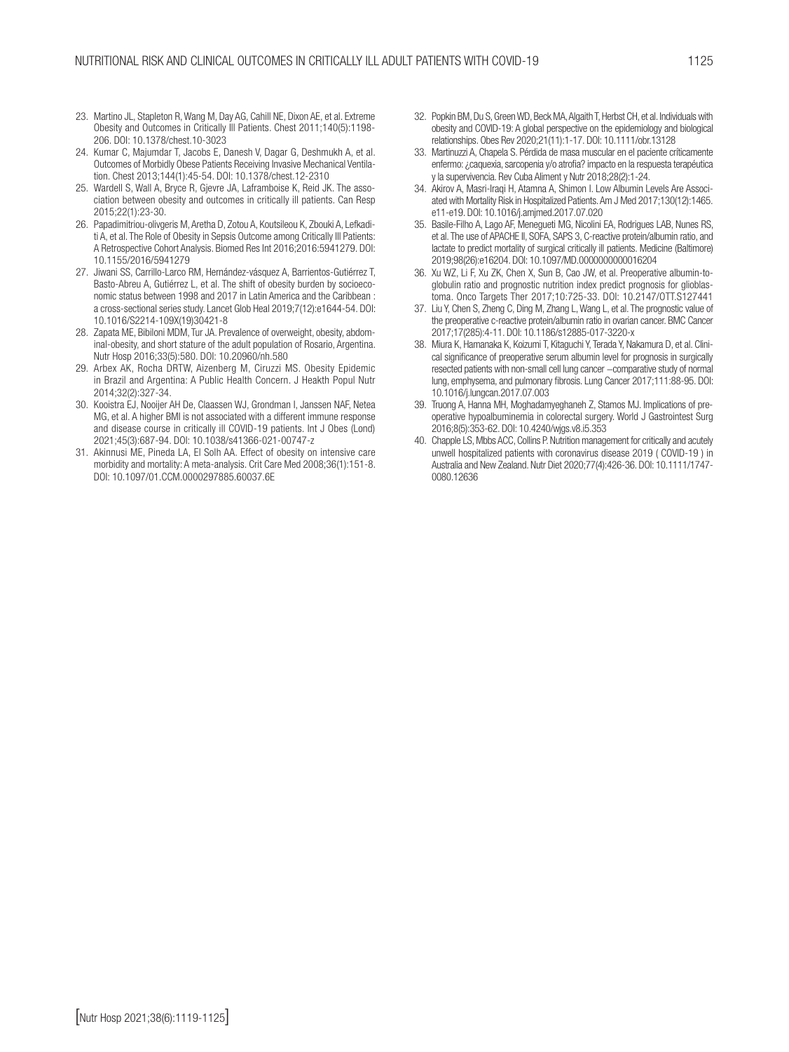23. Martino JL, Stapleton R, Wang M, Day AG, Cahill NE, Dixon AE, et al. Extreme Obesity and Outcomes in Critically Ill Patients. Chest 2011;140(5):1198-206. DOI: 10.1378/chest.10-3023
24. Kumar C, Majumdar T, Jacobs E, Danesh V, Dagar G, Deshmukh A, et al. Outcomes of Morbidly Obese Patients Receiving Invasive Mechanical Ventilation. Chest 2013;144(1):45-54. DOI: 10.1378/chest.12-2310
25. Wardell S, Wall A, Bryce R, Gjevre JA, Laframboise K, Reid JK. The association between obesity and outcomes in critically ill patients. Can Resp 2015;22(1):23-30.
26. Papadimitriou-olivgeris M, Aretha D, Zotou A, Koutsileou K, Zbouki A, Lefkaditi A, et al. The Role of Obesity in Sepsis Outcome among Critically Ill Patients: A Retrospective Cohort Analysis. Biomed Res Int 2016;2016:5941279. DOI: 10.1155/2016/5941279
27. Jiwani SS, Carrillo-Larco RM, Hernández-vásquez A, Barrientos-Gutiérrez T, Basto-Abreu A, Gutiérrez L, et al. The shift of obesity burden by socioeconomic status between 1998 and 2017 in Latin America and the Caribbean : a cross-sectional series study. Lancet Glob Heal 2019;7(12):e1644-54. DOI: 10.1016/S2214-109X(19)30421-8
28. Zapata ME, Bibiloni MDM, Tur JA. Prevalence of overweight, obesity, abdominal-obesity, and short stature of the adult population of Rosario, Argentina. Nutr Hosp 2016;33(5):580. DOI: 10.20960/nh.580
29. Arbex AK, Rocha DRTW, Aizenberg M, Ciruzzi MS. Obesity Epidemic in Brazil and Argentina: A Public Health Concern. J Heakth Popul Nutr 2014;32(2):327-34.
30. Kooistra EJ, Nooijer AH De, Claassen WJ, Grondman I, Janssen NAF, Netea MG, et al. A higher BMI is not associated with a different immune response and disease course in critically ill COVID-19 patients. Int J Obes (Lond) 2021;45(3):687-94. DOI: 10.1038/s41366-021-00747-z
31. Akinnusi ME, Pineda LA, El Solh AA. Effect of obesity on intensive care morbidity and mortality: A meta-analysis. Crit Care Med 2008;36(1):151-8. DOI: 10.1097/01.CCM.0000297885.60037.6E
32. Popkin BM, Du S, Green WD, Beck MA, Algaith T, Herbst CH, et al. Individuals with obesity and COVID-19: A global perspective on the epidemiology and biological relationships. Obes Rev 2020;21(11):1-17. DOI: 10.1111/obr.13128
33. Martinuzzi A, Chapela S. Pérdida de masa muscular en el paciente críticamente enfermo: ¿caquexia, sarcopenia y/o atrofia? impacto en la respuesta terapéutica y la supervivencia. Rev Cuba Aliment y Nutr 2018;28(2):1-24.
34. Akirov A, Masri-Iraqi H, Atamna A, Shimon I. Low Albumin Levels Are Associated with Mortality Risk in Hospitalized Patients. Am J Med 2017;130(12):1465.e11-e19. DOI: 10.1016/j.amjmed.2017.07.020
35. Basile-Filho A, Lago AF, Menegueti MG, Nicolini EA, Rodrigues LAB, Nunes RS, et al. The use of APACHE II, SOFA, SAPS 3, C-reactive protein/albumin ratio, and lactate to predict mortality of surgical critically ill patients. Medicine (Baltimore) 2019;98(26):e16204. DOI: 10.1097/MD.0000000000016204
36. Xu WZ, Li F, Xu ZK, Chen X, Sun B, Cao JW, et al. Preoperative albumin-to-globulin ratio and prognostic nutrition index predict prognosis for glioblastoma. Onco Targets Ther 2017;10:725-33. DOI: 10.2147/OTT.S127441
37. Liu Y, Chen S, Zheng C, Ding M, Zhang L, Wang L, et al. The prognostic value of the preoperative c-reactive protein/albumin ratio in ovarian cancer. BMC Cancer 2017;17(285):4-11. DOI: 10.1186/s12885-017-3220-x
38. Miura K, Hamanaka K, Koizumi T, Kitaguchi Y, Terada Y, Nakamura D, et al. Clinical significance of preoperative serum albumin level for prognosis in surgically resected patients with non-small cell lung cancer –comparative study of normal lung, emphysema, and pulmonary fibrosis. Lung Cancer 2017;111:88-95. DOI: 10.1016/j.lungcan.2017.07.003
39. Truong A, Hanna MH, Moghadamyeghaneh Z, Stamos MJ. Implications of preoperative hypoalbuminemia in colorectal surgery. World J Gastrointest Surg 2016;8(5):353-62. DOI: 10.4240/wjgs.v8.i5.353
40. Chapple LS, Mbbs ACC, Collins P. Nutrition management for critically and acutely unwell hospitalized patients with coronavirus disease 2019 ( COVID-19 ) in Australia and New Zealand. Nutr Diet 2020;77(4):426-36. DOI: 10.1111/1747-0080.12636